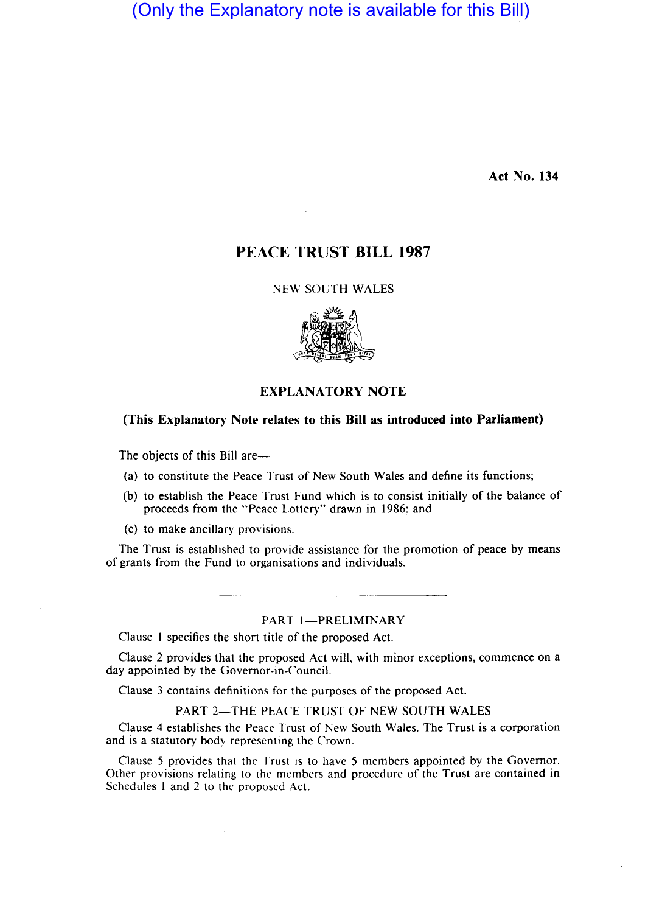(Only the Explanatory note is available for this Bill)

**Act No. 134**

# PEACE TRUST BILL 1987

NEW SOUTH WALES

## EXPLANATORY NOTE

**(This Explanatory Note relates to this Bill as introduced into Parliament)**

The objects of this Bill are—

(a) to constitute the Peace Trust of New South Wales and define its functions;

(b) to establish the Peace Trust Fund which is to consist initially of the balance of proceeds from the "Peace Lottery" drawn in 1986; and

(c) to make ancillary provisions.

The Trust is established to provide assistance for the promotion of peace by means of grants from the Fund to organisations and individuals.

---

### PART 1—PRELIMINARY

Clause 1 specifies the short title of the proposed Act.

Clause 2 provides that the proposed Act will, with minor exceptions, commence on a day appointed by the Governor-in-Council.

Clause 3 contains definitions for the purposes of the proposed Act.

### PART 2—THE PEACE TRUST OF NEW SOUTH WALES

Clause 4 establishes the Peace Trust of New South Wales. The Trust is a corporation and is a statutory body representing the Crown.

Clause 5 provides that the Trust is to have 5 members appointed by the Governor. Other provisions relating to the members and procedure of the Trust are contained in Schedules 1 and 2 to the proposed Act.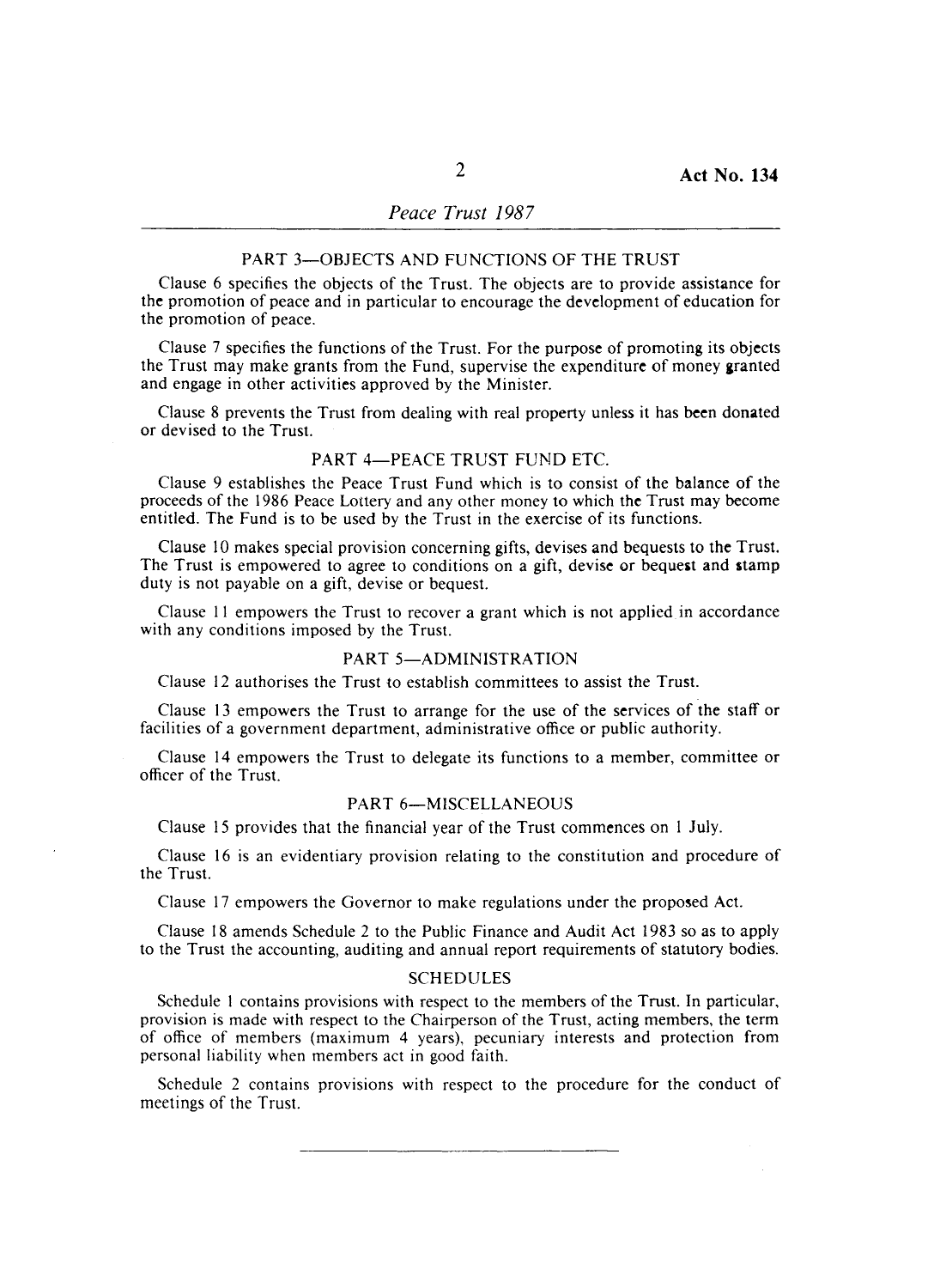## PART 3—OBJECTS AND FUNCTIONS OF THE TRUST

Clause 6 specifies the objects of the Trust. The objects are to provide assistance for the promotion of peace and in particular to encourage the development of education for the promotion of peace.

Clause 7 specifies the functions of the Trust. For the purpose of promoting its objects the Trust may make grants from the Fund, supervise the expenditure of money granted and engage in other activities approved by the Minister.

Clause 8 prevents the Trust from dealing with real property unless it has been donated or devised to the Trust.

## PART 4—PEACE TRUST FUND ETC.

Clause 9 establishes the Peace Trust Fund which is to consist of the balance of the proceeds of the 1986 Peace Lottery and any other money to which the Trust may become entitled. The Fund is to be used by the Trust in the exercise of its functions.

Clause 10 makes special provision concerning gifts, devises and bequests to the Trust. The Trust is empowered to agree to conditions on a gift, devise or bequest and stamp duty is not payable on a gift, devise or bequest.

Clause 11 empowers the Trust to recover a grant which is not applied in accordance with any conditions imposed by the Trust.

## PART 5—ADMINISTRATION

Clause 12 authorises the Trust to establish committees to assist the Trust.

Clause 13 empowers the Trust to arrange for the use of the services of the staff or facilities of a government department, administrative office or public authority.

Clause 14 empowers the Trust to delegate its functions to a member, committee or officer of the Trust.

## PART 6—MISCELLANEOUS

Clause 15 provides that the financial year of the Trust commences on 1 July.

Clause 16 is an evidentiary provision relating to the constitution and procedure of the Trust.

Clause 17 empowers the Governor to make regulations under the proposed Act.

Clause 18 amends Schedule 2 to the Public Finance and Audit Act 1983 so as to apply to the Trust the accounting, auditing and annual report requirements of statutory bodies.

## SCHEDULES

Schedule 1 contains provisions with respect to the members of the Trust. In particular, provision is made with respect to the Chairperson of the Trust, acting members, the term of office of members (maximum 4 years), pecuniary interests and protection from personal liability when members act in good faith.

Schedule 2 contains provisions with respect to the procedure for the conduct of meetings of the Trust.